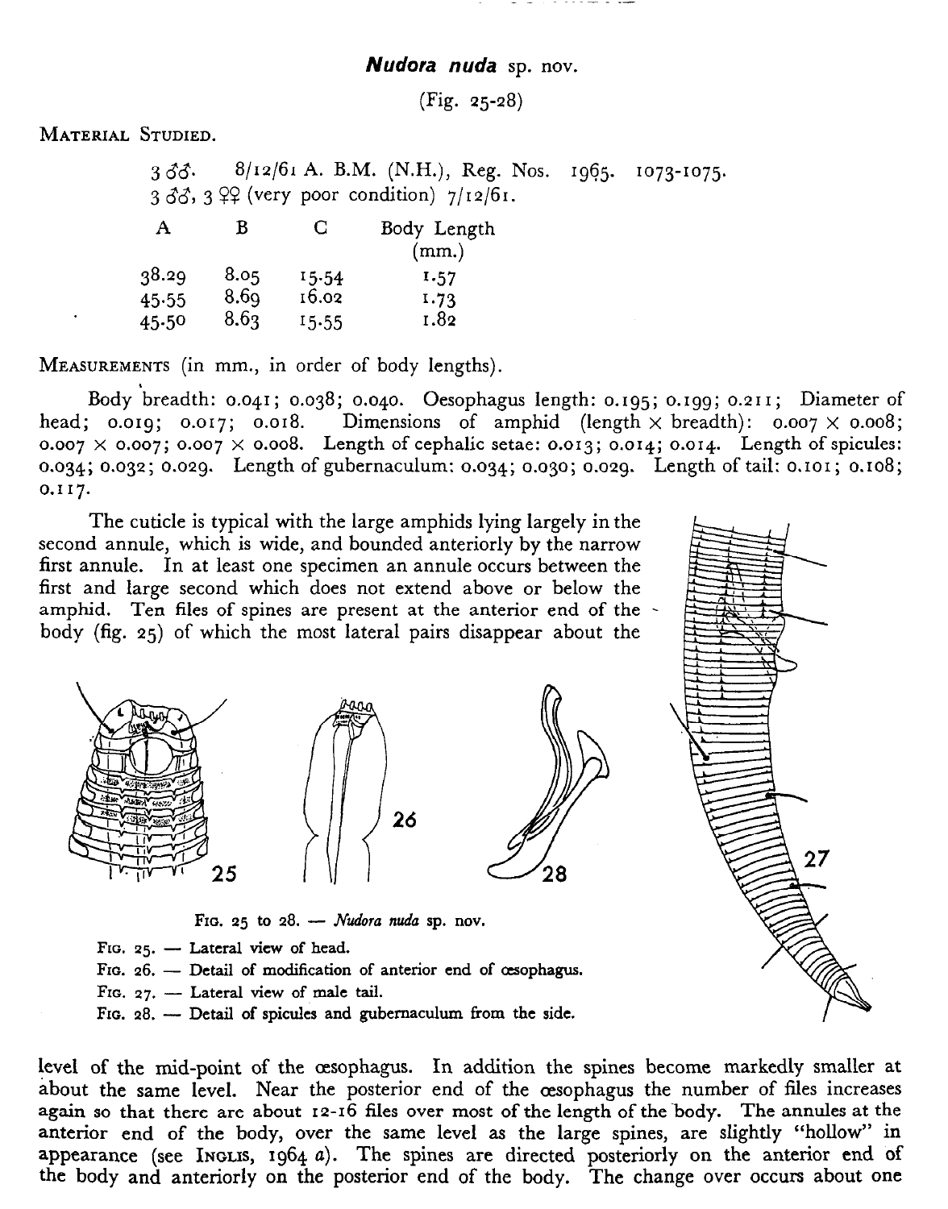## *Nudora nuda* sp. nov.

(Fig. 25-28)

MATERIAL STUDIED.

3 ♂♂. 8/12/61 A. B.M. (N.H.), Reg. Nos. 1965. 1073-1075.
3 ♂♂, 3 ♀♀ (very poor condition) 7/12/61.

| A | B | C | Body Length (mm.) |
|---|---|---|---|
| 38.29 | 8.05 | 15.54 | 1.57 |
| 45.55 | 8.69 | 16.02 | 1.73 |
| 45.50 | 8.63 | 15.55 | 1.82 |

MEASUREMENTS (in mm., in order of body lengths).

Body breadth: 0.041; 0.038; 0.040. Oesophagus length: 0.195; 0.199; 0.211; Diameter of head; 0.019; 0.017; 0.018. Dimensions of amphid (length × breadth): 0.007 × 0.008; 0.007 × 0.007; 0.007 × 0.008. Length of cephalic setae: 0.013; 0.014; 0.014. Length of spicules: 0.034; 0.032; 0.029. Length of gubernaculum: 0.034; 0.030; 0.029. Length of tail: 0.101; 0.108; 0.117.

The cuticle is typical with the large amphids lying largely in the second annule, which is wide, and bounded anteriorly by the narrow first annule. In at least one specimen an annule occurs between the first and large second which does not extend above or below the amphid. Ten files of spines are present at the anterior end of the body (fig. 25) of which the most lateral pairs disappear about the level of the mid-point of the œsophagus. In addition the spines become markedly smaller at about the same level. Near the posterior end of the œsophagus the number of files increases again so that there are about 12-16 files over most of the length of the body. The annules at the anterior end of the body, over the same level as the large spines, are slightly "hollow" in appearance (see INGLIS, 1964 *a*). The spines are directed posteriorly on the anterior end of the body and anteriorly on the posterior end of the body. The change over occurs about one

FIG. 25 to 28. — *Nudora nuda* sp. nov.
FIG. 25. — Lateral view of head.
FIG. 26. — Detail of modification of anterior end of œsophagus.
FIG. 27. — Lateral view of male tail.
FIG. 28. — Detail of spicules and gubernaculum from the side.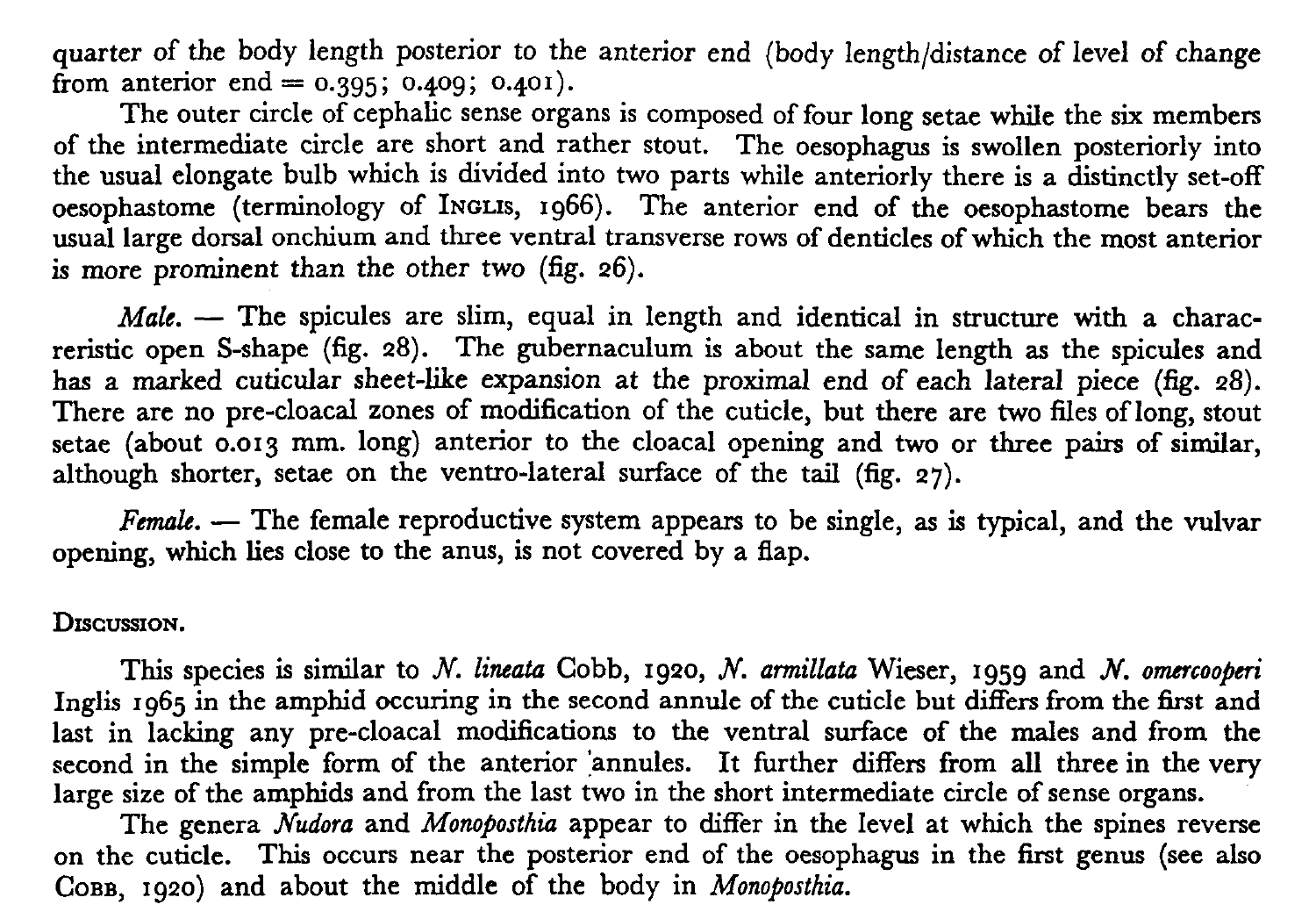quarter of the body length posterior to the anterior end (body length/distance of level of change from anterior end = 0.395; 0.409; 0.401).

The outer circle of cephalic sense organs is composed of four long setae while the six members of the intermediate circle are short and rather stout. The oesophagus is swollen posteriorly into the usual elongate bulb which is divided into two parts while anteriorly there is a distinctly set-off oesophastome (terminology of INGLIS, 1966). The anterior end of the oesophastome bears the usual large dorsal onchium and three ventral transverse rows of denticles of which the most anterior is more prominent than the other two (fig. 26).

*Male.* — The spicules are slim, equal in length and identical in structure with a characreristic open S-shape (fig. 28). The gubernaculum is about the same length as the spicules and has a marked cuticular sheet-like expansion at the proximal end of each lateral piece (fig. 28). There are no pre-cloacal zones of modification of the cuticle, but there are two files of long, stout setae (about 0.013 mm. long) anterior to the cloacal opening and two or three pairs of similar, although shorter, setae on the ventro-lateral surface of the tail (fig. 27).

*Female.* — The female reproductive system appears to be single, as is typical, and the vulvar opening, which lies close to the anus, is not covered by a flap.

DISCUSSION.

This species is similar to *N. lineata* Cobb, 1920, *N. armillata* Wieser, 1959 and *N. omercooperi* Inglis 1965 in the amphid occuring in the second annule of the cuticle but differs from the first and last in lacking any pre-cloacal modifications to the ventral surface of the males and from the second in the simple form of the anterior annules. It further differs from all three in the very large size of the amphids and from the last two in the short intermediate circle of sense organs.

The genera *Nudora* and *Monoposthia* appear to differ in the level at which the spines reverse on the cuticle. This occurs near the posterior end of the oesophagus in the first genus (see also COBB, 1920) and about the middle of the body in *Monoposthia*.